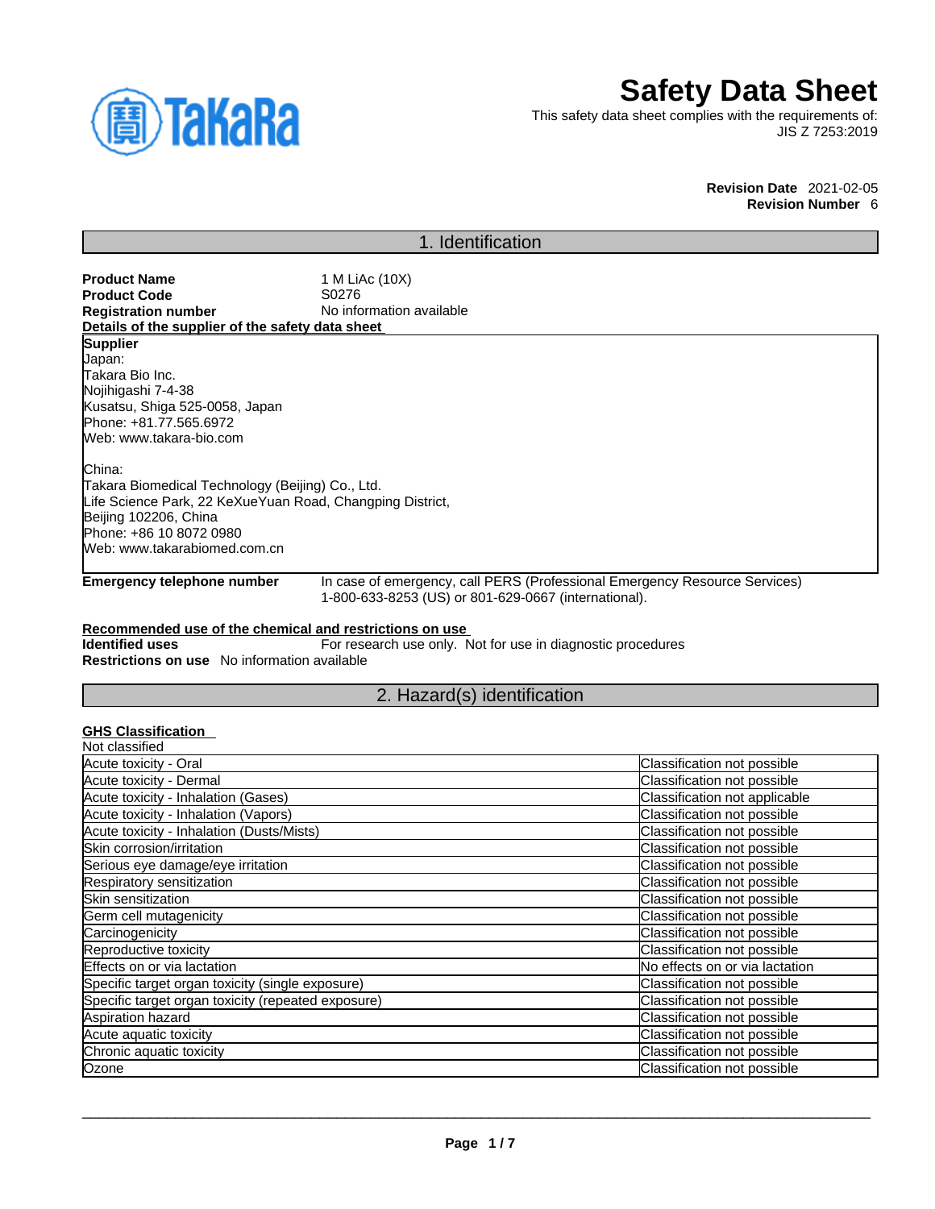# Safety Data Sheet

This safety data sheet complies with the requirements of:
JIS Z 7253:2019

**Revision Date** 2021-02-05
**Revision Number** 6

## 1. Identification

**Product Name** 1 M LiAc (10X)
**Product Code** S0276
**Registration number** No information available

**Details of the supplier of the safety data sheet**

**Supplier**
Japan:
Takara Bio Inc.
Nojihigashi 7-4-38
Kusatsu, Shiga 525-0058, Japan
Phone: +81.77.565.6972
Web: www.takara-bio.com

China:
Takara Biomedical Technology (Beijing) Co., Ltd.
Life Science Park, 22 KeXueYuan Road, Changping District,
Beijing 102206, China
Phone: +86 10 8072 0980
Web: www.takarabiomed.com.cn

**Emergency telephone number** In case of emergency, call PERS (Professional Emergency Resource Services) 1-800-633-8253 (US) or 801-629-0667 (international).

**Recommended use of the chemical and restrictions on use**

**Identified uses** For research use only. Not for use in diagnostic procedures
**Restrictions on use** No information available

## 2. Hazard(s) identification

**GHS Classification**

Not classified

| | |
|---|---|
| Acute toxicity - Oral | Classification not possible |
| Acute toxicity - Dermal | Classification not possible |
| Acute toxicity - Inhalation (Gases) | Classification not applicable |
| Acute toxicity - Inhalation (Vapors) | Classification not possible |
| Acute toxicity - Inhalation (Dusts/Mists) | Classification not possible |
| Skin corrosion/irritation | Classification not possible |
| Serious eye damage/eye irritation | Classification not possible |
| Respiratory sensitization | Classification not possible |
| Skin sensitization | Classification not possible |
| Germ cell mutagenicity | Classification not possible |
| Carcinogenicity | Classification not possible |
| Reproductive toxicity | Classification not possible |
| Effects on or via lactation | No effects on or via lactation |
| Specific target organ toxicity (single exposure) | Classification not possible |
| Specific target organ toxicity (repeated exposure) | Classification not possible |
| Aspiration hazard | Classification not possible |
| Acute aquatic toxicity | Classification not possible |
| Chronic aquatic toxicity | Classification not possible |
| Ozone | Classification not possible |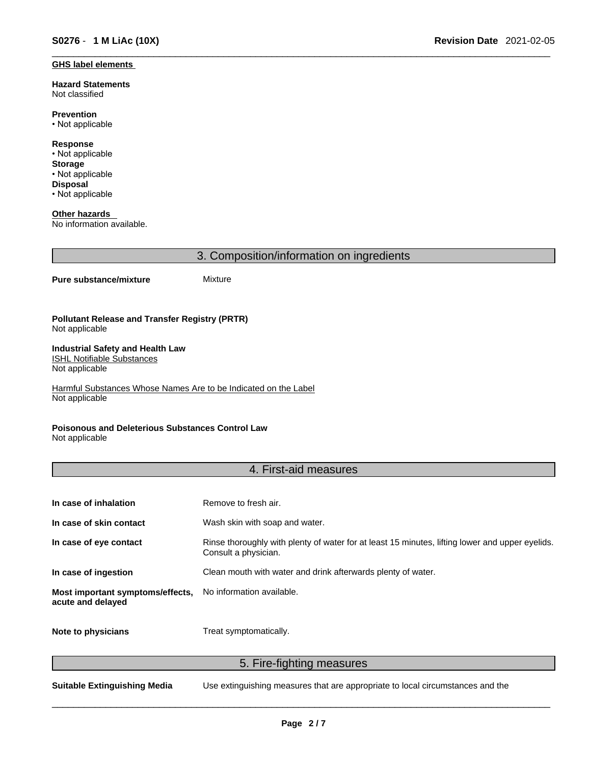**GHS label elements**

**Hazard Statements**
Not classified

**Prevention**
• Not applicable

**Response**
• Not applicable
**Storage**
• Not applicable
**Disposal**
• Not applicable

**Other hazards**
No information available.

## 3. Composition/information on ingredients

**Pure substance/mixture** Mixture

**Pollutant Release and Transfer Registry (PRTR)**
Not applicable

**Industrial Safety and Health Law**
ISHL Notifiable Substances
Not applicable

Harmful Substances Whose Names Are to be Indicated on the Label
Not applicable

**Poisonous and Deleterious Substances Control Law**
Not applicable

## 4. First-aid measures

| | |
|---|---|
| **In case of inhalation** | Remove to fresh air. |
| **In case of skin contact** | Wash skin with soap and water. |
| **In case of eye contact** | Rinse thoroughly with plenty of water for at least 15 minutes, lifting lower and upper eyelids. Consult a physician. |
| **In case of ingestion** | Clean mouth with water and drink afterwards plenty of water. |
| **Most important symptoms/effects, acute and delayed** | No information available. |
| **Note to physicians** | Treat symptomatically. |

## 5. Fire-fighting measures

**Suitable Extinguishing Media** Use extinguishing measures that are appropriate to local circumstances and the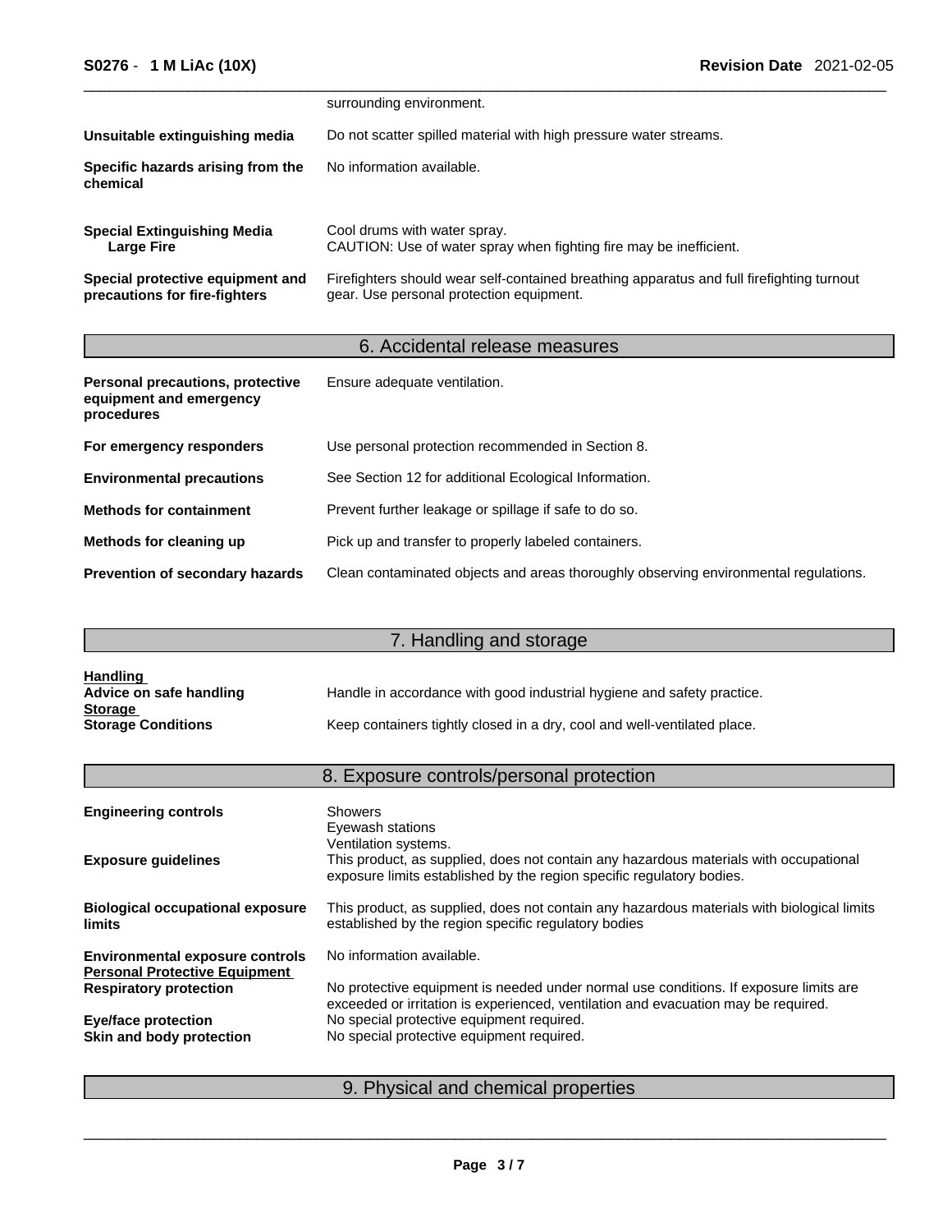surrounding environment.

| | |
|---|---|
| **Unsuitable extinguishing media** | Do not scatter spilled material with high pressure water streams. |
| **Specific hazards arising from the chemical** | No information available. |
| **Special Extinguishing Media Large Fire** | Cool drums with water spray. CAUTION: Use of water spray when fighting fire may be inefficient. |
| **Special protective equipment and precautions for fire-fighters** | Firefighters should wear self-contained breathing apparatus and full firefighting turnout gear. Use personal protection equipment. |

## 6. Accidental release measures

| | |
|---|---|
| **Personal precautions, protective equipment and emergency procedures** | Ensure adequate ventilation. |
| **For emergency responders** | Use personal protection recommended in Section 8. |
| **Environmental precautions** | See Section 12 for additional Ecological Information. |
| **Methods for containment** | Prevent further leakage or spillage if safe to do so. |
| **Methods for cleaning up** | Pick up and transfer to properly labeled containers. |
| **Prevention of secondary hazards** | Clean contaminated objects and areas thoroughly observing environmental regulations. |

## 7. Handling and storage

**Handling**

| | |
|---|---|
| **Advice on safe handling** | Handle in accordance with good industrial hygiene and safety practice. |

**Storage**

| | |
|---|---|
| **Storage Conditions** | Keep containers tightly closed in a dry, cool and well-ventilated place. |

## 8. Exposure controls/personal protection

| | |
|---|---|
| **Engineering controls** | Showers<br>Eyewash stations<br>Ventilation systems. |
| **Exposure guidelines** | This product, as supplied, does not contain any hazardous materials with occupational exposure limits established by the region specific regulatory bodies. |
| **Biological occupational exposure limits** | This product, as supplied, does not contain any hazardous materials with biological limits established by the region specific regulatory bodies |
| **Environmental exposure controls** | No information available. |

**Personal Protective Equipment**

| | |
|---|---|
| **Respiratory protection** | No protective equipment is needed under normal use conditions. If exposure limits are exceeded or irritation is experienced, ventilation and evacuation may be required. |
| **Eye/face protection** | No special protective equipment required. |
| **Skin and body protection** | No special protective equipment required. |

## 9. Physical and chemical properties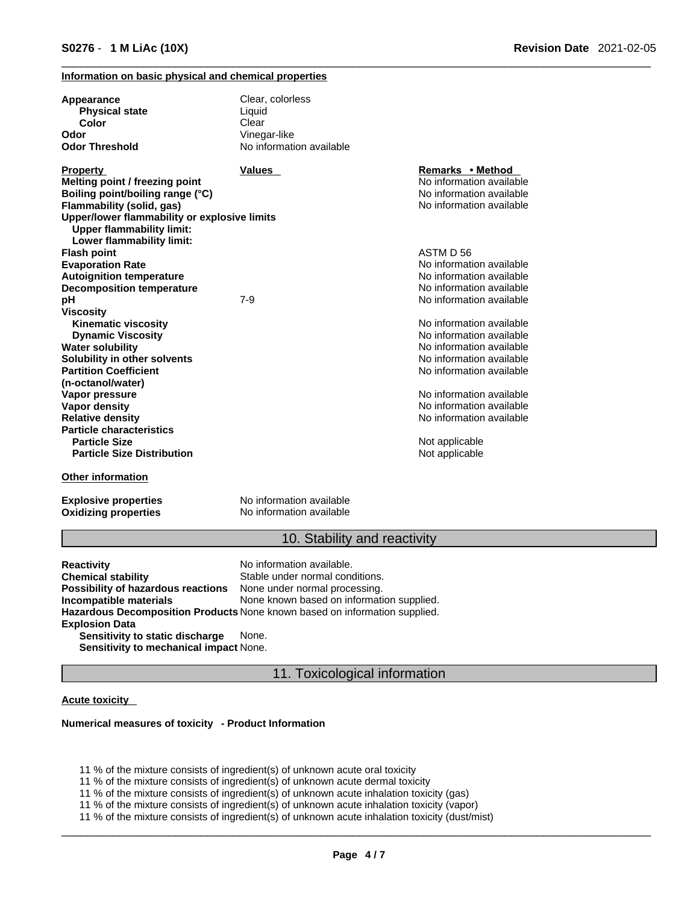**Information on basic physical and chemical properties**

| | |
|---|---|
| **Appearance** | Clear, colorless |
| **Physical state** | Liquid |
| **Color** | Clear |
| **Odor** | Vinegar-like |
| **Odor Threshold** | No information available |

| **Property** | **Values** | **Remarks • Method** |
|---|---|---|
| **Melting point / freezing point** | | No information available |
| **Boiling point/boiling range (°C)** | | No information available |
| **Flammability (solid, gas)** | | No information available |
| **Upper/lower flammability or explosive limits** | | |
| **Upper flammability limit:** | | |
| **Lower flammability limit:** | | |
| **Flash point** | | ASTM D 56 |
| **Evaporation Rate** | | No information available |
| **Autoignition temperature** | | No information available |
| **Decomposition temperature** | | No information available |
| **pH** | 7-9 | No information available |
| **Viscosity** | | |
| **Kinematic viscosity** | | No information available |
| **Dynamic Viscosity** | | No information available |
| **Water solubility** | | No information available |
| **Solubility in other solvents** | | No information available |
| **Partition Coefficient (n-octanol/water)** | | No information available |
| **Vapor pressure** | | No information available |
| **Vapor density** | | No information available |
| **Relative density** | | No information available |
| **Particle characteristics** | | |
| **Particle Size** | | Not applicable |
| **Particle Size Distribution** | | Not applicable |

**Other information**

| | |
|---|---|
| **Explosive properties** | No information available |
| **Oxidizing properties** | No information available |

## 10. Stability and reactivity

| | |
|---|---|
| **Reactivity** | No information available. |
| **Chemical stability** | Stable under normal conditions. |
| **Possibility of hazardous reactions** | None under normal processing. |
| **Incompatible materials** | None known based on information supplied. |
| **Hazardous Decomposition Products** | None known based on information supplied. |

**Explosion Data**

| | |
|---|---|
| **Sensitivity to static discharge** | None. |
| **Sensitivity to mechanical impact** | None. |

## 11. Toxicological information

**Acute toxicity**

**Numerical measures of toxicity - Product Information**

11 % of the mixture consists of ingredient(s) of unknown acute oral toxicity
11 % of the mixture consists of ingredient(s) of unknown acute dermal toxicity
11 % of the mixture consists of ingredient(s) of unknown acute inhalation toxicity (gas)
11 % of the mixture consists of ingredient(s) of unknown acute inhalation toxicity (vapor)
11 % of the mixture consists of ingredient(s) of unknown acute inhalation toxicity (dust/mist)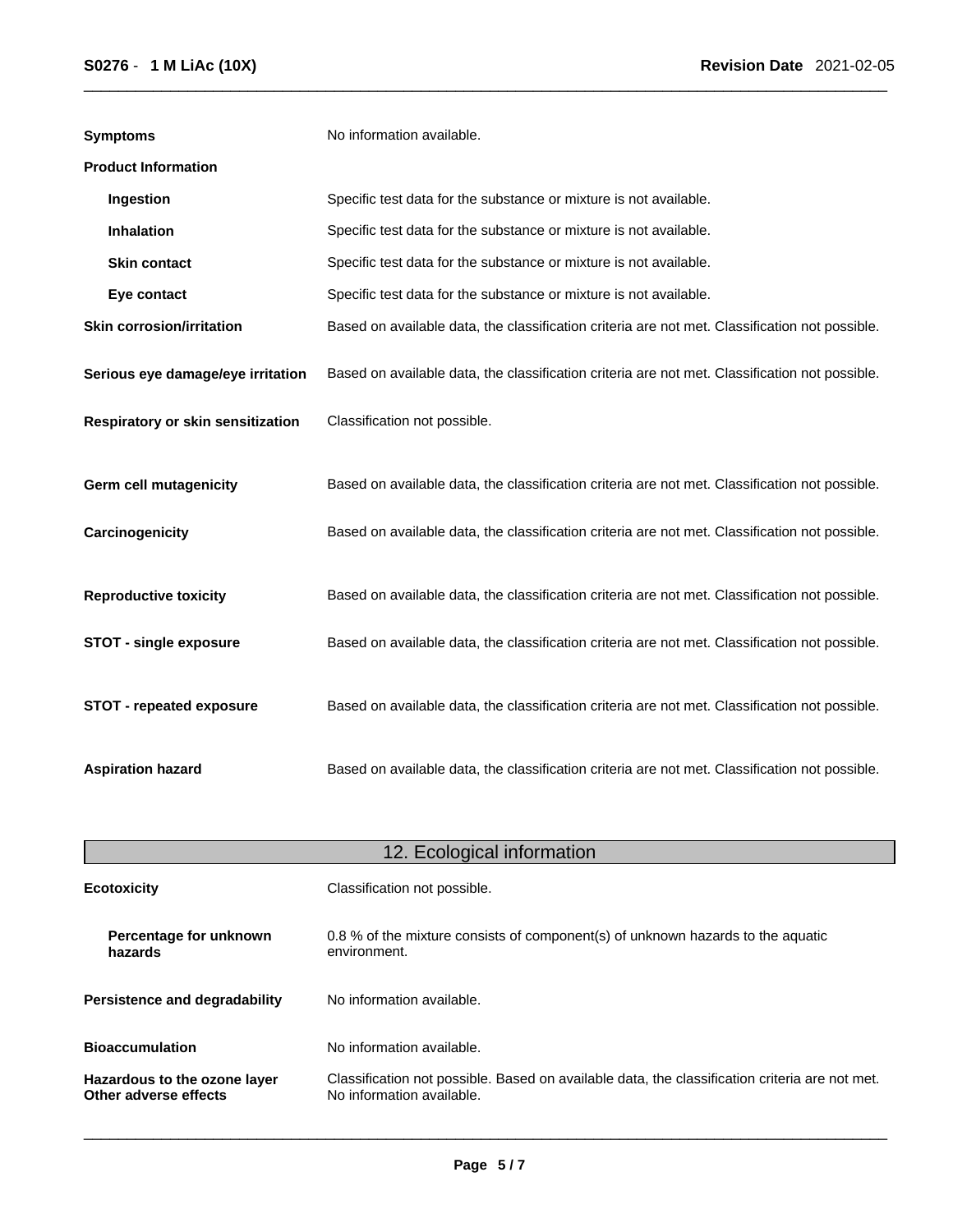| | |
|---|---|
| **Symptoms** | No information available. |
| **Product Information** | |
| **Ingestion** | Specific test data for the substance or mixture is not available. |
| **Inhalation** | Specific test data for the substance or mixture is not available. |
| **Skin contact** | Specific test data for the substance or mixture is not available. |
| **Eye contact** | Specific test data for the substance or mixture is not available. |
| **Skin corrosion/irritation** | Based on available data, the classification criteria are not met. Classification not possible. |
| **Serious eye damage/eye irritation** | Based on available data, the classification criteria are not met. Classification not possible. |
| **Respiratory or skin sensitization** | Classification not possible. |
| **Germ cell mutagenicity** | Based on available data, the classification criteria are not met. Classification not possible. |
| **Carcinogenicity** | Based on available data, the classification criteria are not met. Classification not possible. |
| **Reproductive toxicity** | Based on available data, the classification criteria are not met. Classification not possible. |
| **STOT - single exposure** | Based on available data, the classification criteria are not met. Classification not possible. |
| **STOT - repeated exposure** | Based on available data, the classification criteria are not met. Classification not possible. |
| **Aspiration hazard** | Based on available data, the classification criteria are not met. Classification not possible. |

## 12. Ecological information

| | |
|---|---|
| **Ecotoxicity** | Classification not possible. |
| **Percentage for unknown hazards** | 0.8 % of the mixture consists of component(s) of unknown hazards to the aquatic environment. |
| **Persistence and degradability** | No information available. |
| **Bioaccumulation** | No information available. |
| **Hazardous to the ozone layer** | Classification not possible. Based on available data, the classification criteria are not met. |
| **Other adverse effects** | No information available. |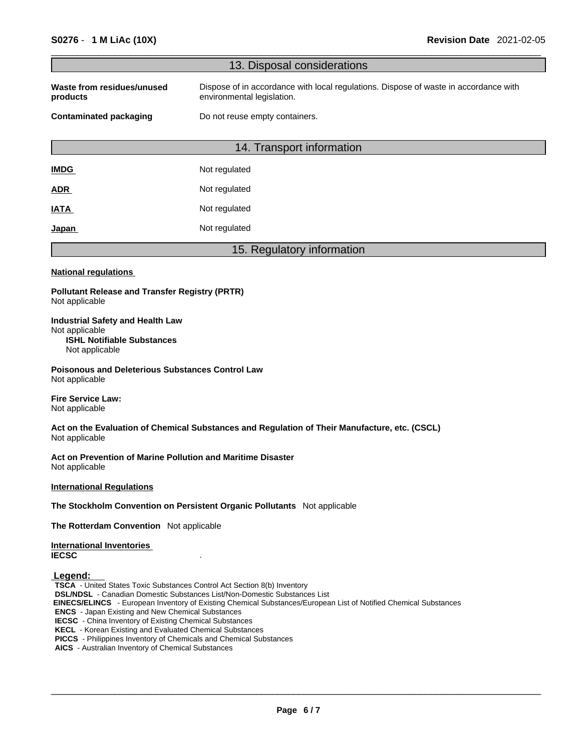## 13. Disposal considerations

| | |
|---|---|
| **Waste from residues/unused products** | Dispose of in accordance with local regulations. Dispose of waste in accordance with environmental legislation. |
| **Contaminated packaging** | Do not reuse empty containers. |

## 14. Transport information

| | |
|---|---|
| **IMDG** | Not regulated |
| **ADR** | Not regulated |
| **IATA** | Not regulated |
| **Japan** | Not regulated |

## 15. Regulatory information

**National regulations**

**Pollutant Release and Transfer Registry (PRTR)**
Not applicable

**Industrial Safety and Health Law**
Not applicable

**ISHL Notifiable Substances**
Not applicable

**Poisonous and Deleterious Substances Control Law**
Not applicable

**Fire Service Law:**
Not applicable

**Act on the Evaluation of Chemical Substances and Regulation of Their Manufacture, etc. (CSCL)**
Not applicable

**Act on Prevention of Marine Pollution and Maritime Disaster**
Not applicable

**International Regulations**

**The Stockholm Convention on Persistent Organic Pollutants** Not applicable

**The Rotterdam Convention** Not applicable

**International Inventories**

**IECSC** .

**Legend:**

**TSCA** - United States Toxic Substances Control Act Section 8(b) Inventory
**DSL/NDSL** - Canadian Domestic Substances List/Non-Domestic Substances List
**EINECS/ELINCS** - European Inventory of Existing Chemical Substances/European List of Notified Chemical Substances
**ENCS** - Japan Existing and New Chemical Substances
**IECSC** - China Inventory of Existing Chemical Substances
**KECL** - Korean Existing and Evaluated Chemical Substances
**PICCS** - Philippines Inventory of Chemicals and Chemical Substances
**AICS** - Australian Inventory of Chemical Substances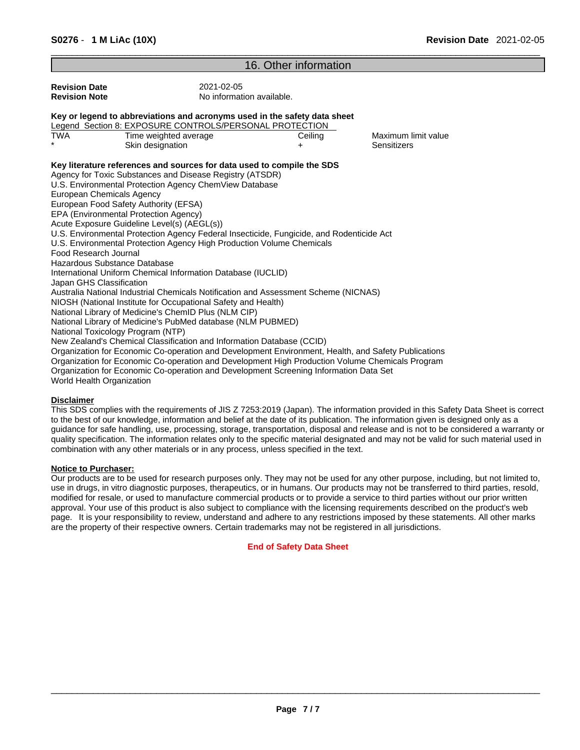## 16. Other information

**Revision Date** 2021-02-05
**Revision Note** No information available.

**Key or legend to abbreviations and acronyms used in the safety data sheet**

Legend Section 8: EXPOSURE CONTROLS/PERSONAL PROTECTION

| | | | |
|---|---|---|---|
| TWA | Time weighted average | Ceiling | Maximum limit value |
| * | Skin designation | + | Sensitizers |

**Key literature references and sources for data used to compile the SDS**

Agency for Toxic Substances and Disease Registry (ATSDR)
U.S. Environmental Protection Agency ChemView Database
European Chemicals Agency
European Food Safety Authority (EFSA)
EPA (Environmental Protection Agency)
Acute Exposure Guideline Level(s) (AEGL(s))
U.S. Environmental Protection Agency Federal Insecticide, Fungicide, and Rodenticide Act
U.S. Environmental Protection Agency High Production Volume Chemicals
Food Research Journal
Hazardous Substance Database
International Uniform Chemical Information Database (IUCLID)
Japan GHS Classification
Australia National Industrial Chemicals Notification and Assessment Scheme (NICNAS)
NIOSH (National Institute for Occupational Safety and Health)
National Library of Medicine's ChemID Plus (NLM CIP)
National Library of Medicine's PubMed database (NLM PUBMED)
National Toxicology Program (NTP)
New Zealand's Chemical Classification and Information Database (CCID)
Organization for Economic Co-operation and Development Environment, Health, and Safety Publications
Organization for Economic Co-operation and Development High Production Volume Chemicals Program
Organization for Economic Co-operation and Development Screening Information Data Set
World Health Organization

**Disclaimer**

This SDS complies with the requirements of JIS Z 7253:2019 (Japan). The information provided in this Safety Data Sheet is correct to the best of our knowledge, information and belief at the date of its publication. The information given is designed only as a guidance for safe handling, use, processing, storage, transportation, disposal and release and is not to be considered a warranty or quality specification. The information relates only to the specific material designated and may not be valid for such material used in combination with any other materials or in any process, unless specified in the text.

**Notice to Purchaser:**

Our products are to be used for research purposes only. They may not be used for any other purpose, including, but not limited to, use in drugs, in vitro diagnostic purposes, therapeutics, or in humans. Our products may not be transferred to third parties, resold, modified for resale, or used to manufacture commercial products or to provide a service to third parties without our prior written approval. Your use of this product is also subject to compliance with the licensing requirements described on the product's web page. It is your responsibility to review, understand and adhere to any restrictions imposed by these statements. All other marks are the property of their respective owners. Certain trademarks may not be registered in all jurisdictions.

**End of Safety Data Sheet**